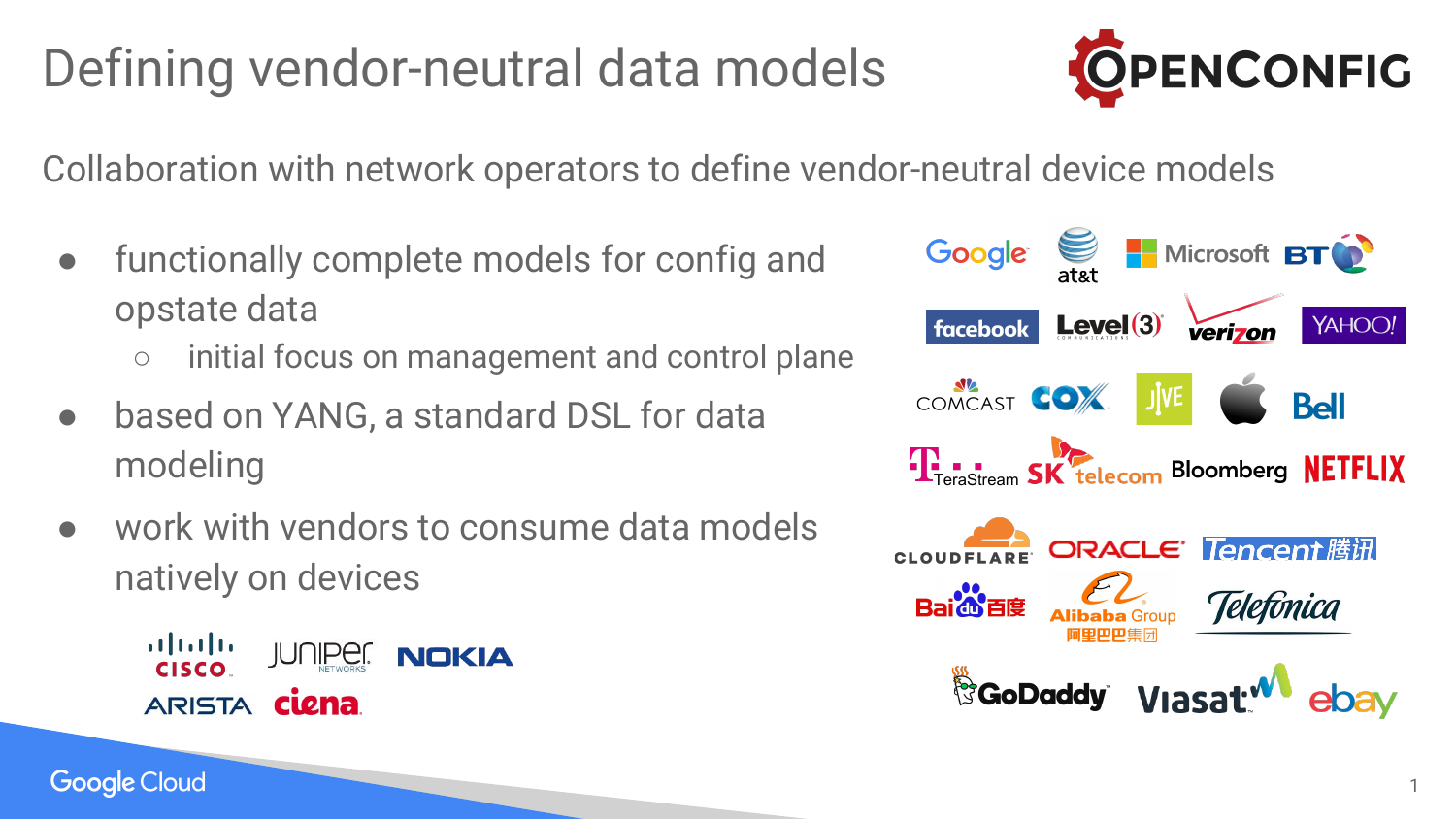# Defining vendor-neutral data models

OPENCONFIG

Collaboration with network operators to define vendor-neutral device models

- functionally complete models for config and opstate data
  - initial focus on management and control plane
- based on YANG, a standard DSL for data modeling
- work with vendors to consume data models natively on devices

CISCO, JUNIPER NETWORKS, NOKIA, ARISTA, ciena

Google, at&t, Microsoft, BT, facebook, Level(3), verizon, YAHOO!, COMCAST, COX, JIVE, Apple, Bell, TeraStream, SK telecom, Bloomberg, NETFLIX, CLOUDFLARE, ORACLE, Tencent 腾讯, Baidu 百度, Alibaba Group 阿里巴巴集团, Telefonica, GoDaddy, Viasat, ebay

Google Cloud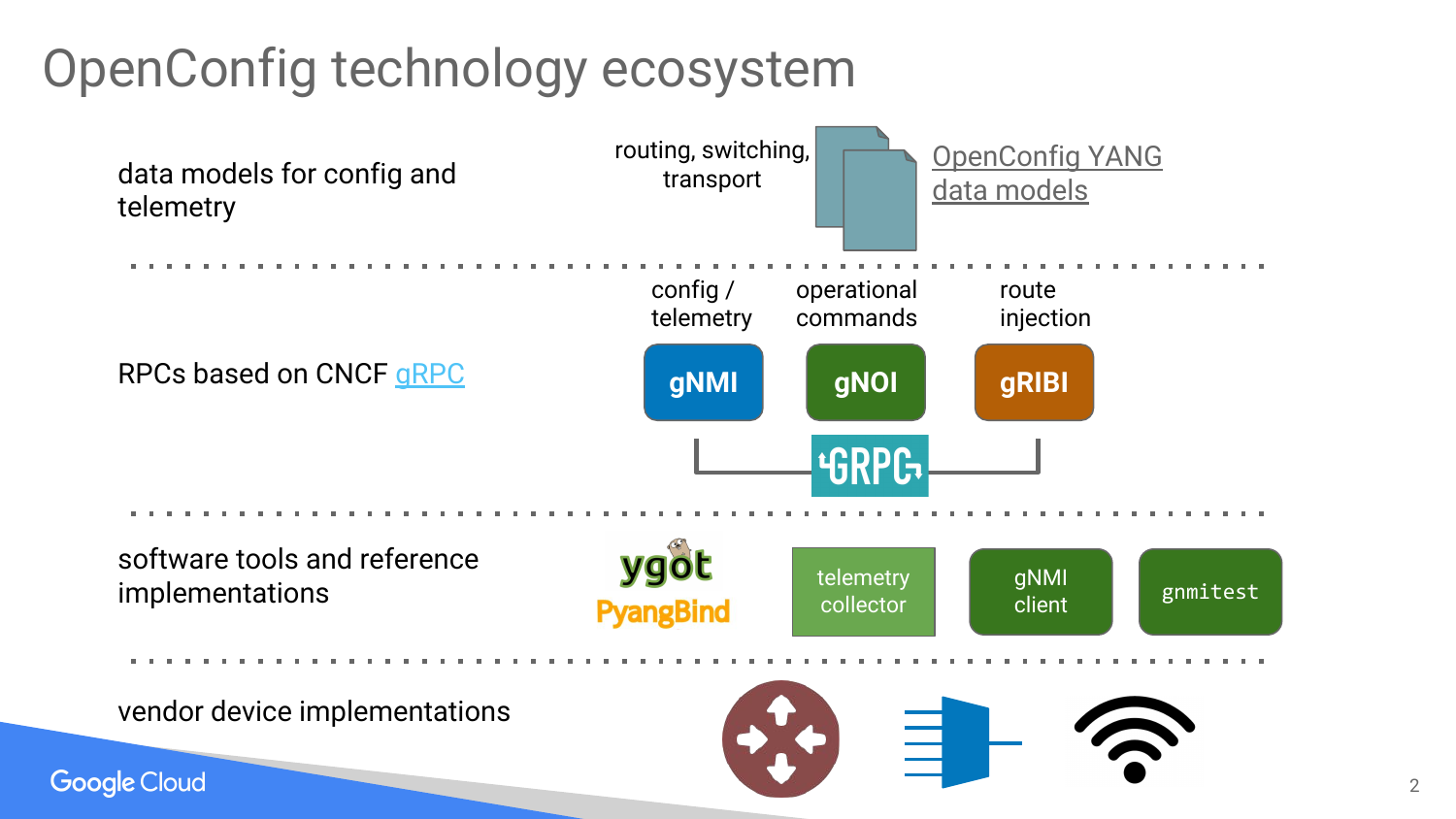# OpenConfig technology ecosystem

data models for config and telemetry

routing, switching, transport

OpenConfig YANG data models

RPCs based on CNCF gRPC

config / telemetry — **gNMI**

operational commands — **gNOI**

route injection — **gRIBI**

GRPC

software tools and reference implementations

ygot

PyangBind

telemetry collector

gNMI client

`gnmitest`

vendor device implementations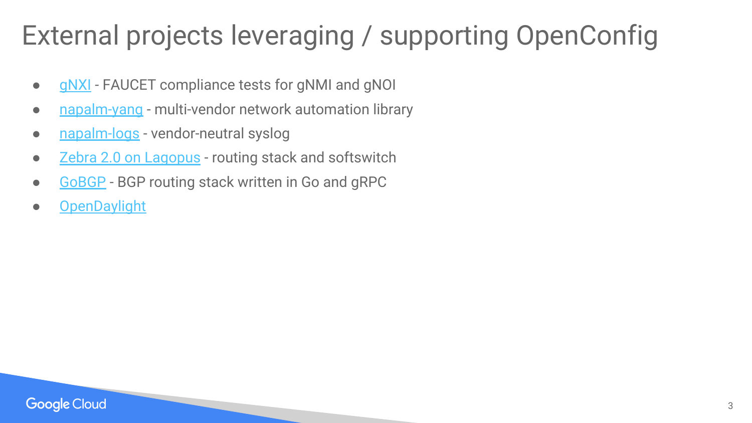# External projects leveraging / supporting OpenConfig

- gNXI - FAUCET compliance tests for gNMI and gNOI
- napalm-yang - multi-vendor network automation library
- napalm-logs - vendor-neutral syslog
- Zebra 2.0 on Lagopus - routing stack and softswitch
- GoBGP - BGP routing stack written in Go and gRPC
- OpenDaylight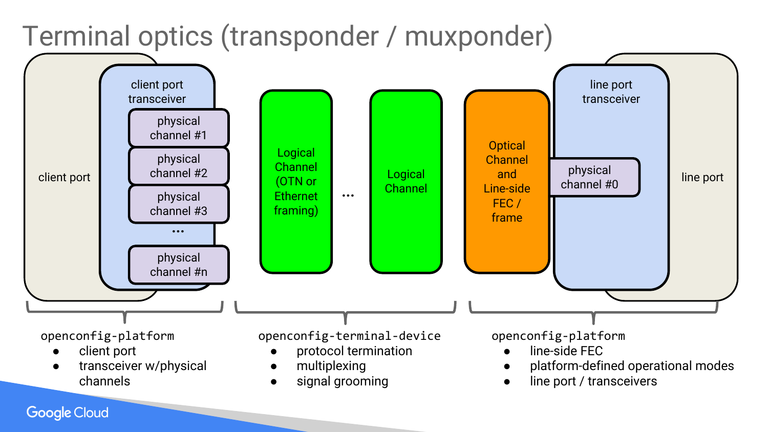# Terminal optics (transponder / muxponder)

client port

client port transceiver

physical channel #1

physical channel #2

physical channel #3

...

physical channel #n

Logical Channel (OTN or Ethernet framing)

...

Logical Channel

Optical Channel and Line-side FEC / frame

line port transceiver

physical channel #0

line port

`openconfig-platform`

- client port
- transceiver w/physical channels

`openconfig-terminal-device`

- protocol termination
- multiplexing
- signal grooming

`openconfig-platform`

- line-side FEC
- platform-defined operational modes
- line port / transceivers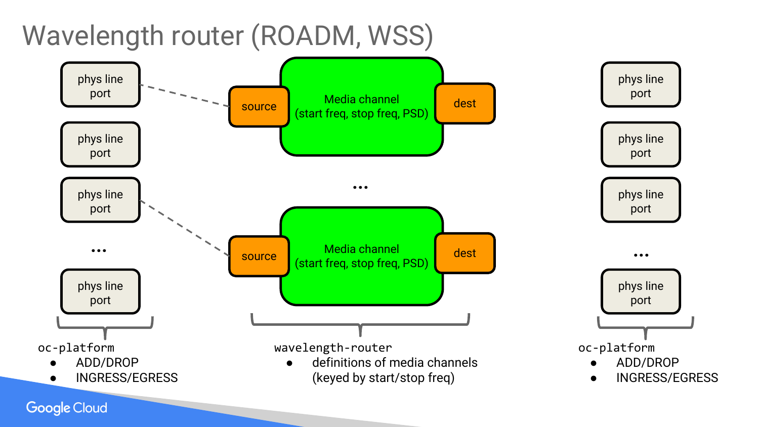# Wavelength router (ROADM, WSS)

phys line port

phys line port

phys line port

...

phys line port

source

Media channel (start freq, stop freq, PSD)

dest

...

source

Media channel (start freq, stop freq, PSD)

dest

phys line port

phys line port

phys line port

...

phys line port

`oc-platform`

- ADD/DROP
- INGRESS/EGRESS

`wavelength-router`

- definitions of media channels (keyed by start/stop freq)

`oc-platform`

- ADD/DROP
- INGRESS/EGRESS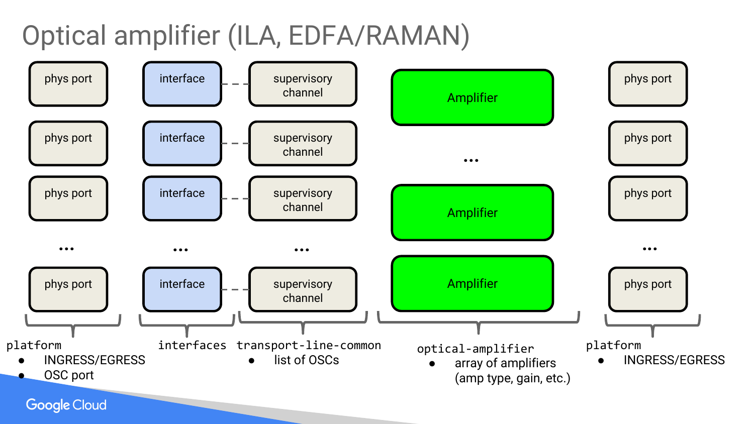# Optical amplifier (ILA, EDFA/RAMAN)

| platform | interfaces | transport-line-common | optical-amplifier | platform |
| --- | --- | --- | --- | --- |
| phys port | interface | supervisory channel | Amplifier | phys port |
| phys port | interface | supervisory channel | ... | phys port |
| phys port | interface | supervisory channel | Amplifier | phys port |
| ... | ... | ... | | ... |
| phys port | interface | supervisory channel | Amplifier | phys port |

`platform`
- INGRESS/EGRESS
- OSC port

`interfaces`

`transport-line-common`
- list of OSCs

`optical-amplifier`
- array of amplifiers (amp type, gain, etc.)

`platform`
- INGRESS/EGRESS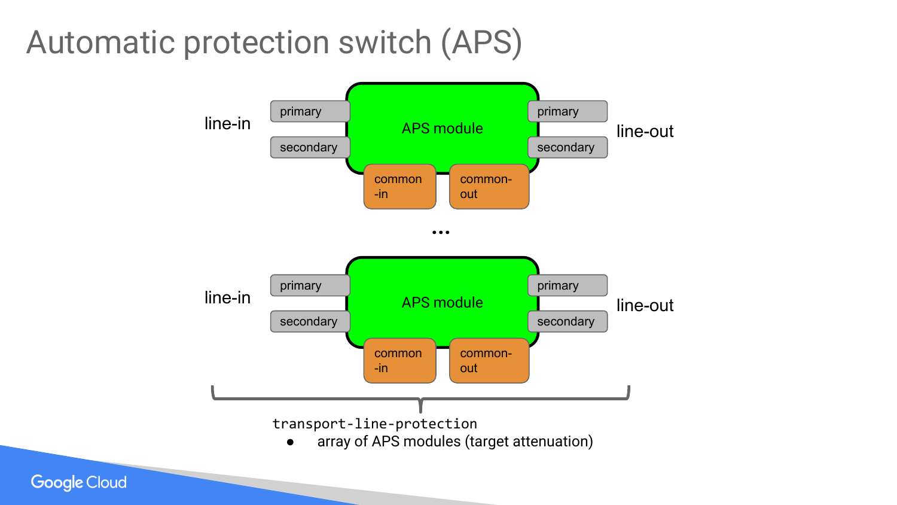# Automatic protection switch (APS)

line-in | primary, secondary | APS module | common-in, common-out | primary, secondary | line-out

...

line-in | primary, secondary | APS module | common-in, common-out | primary, secondary | line-out

`transport-line-protection`

- array of APS modules (target attenuation)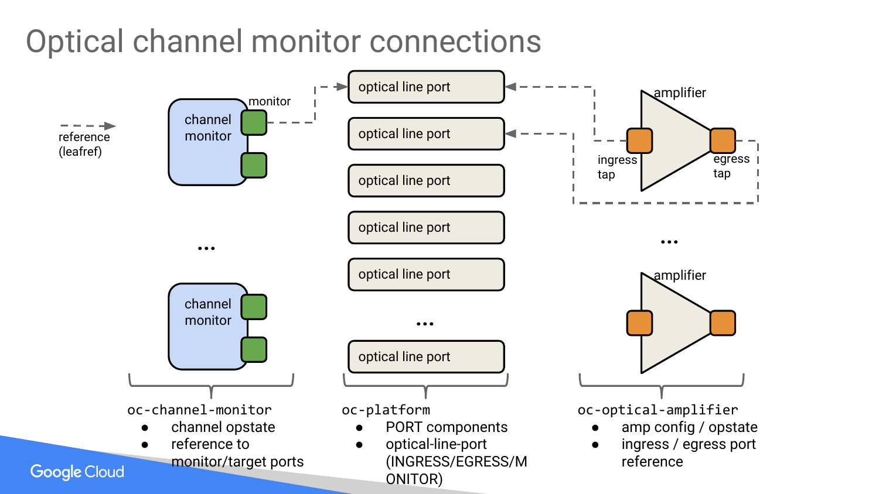# Optical channel monitor connections

reference (leafref)

channel monitor

monitor

channel monitor

...

optical line port

optical line port

optical line port

optical line port

optical line port

...

optical line port

amplifier

ingress tap

egress tap

...

amplifier

`oc-channel-monitor`

- channel opstate
- reference to monitor/target ports

`oc-platform`

- PORT components
- optical-line-port (INGRESS/EGRESS/MONITOR)

`oc-optical-amplifier`

- amp config / opstate
- ingress / egress port reference